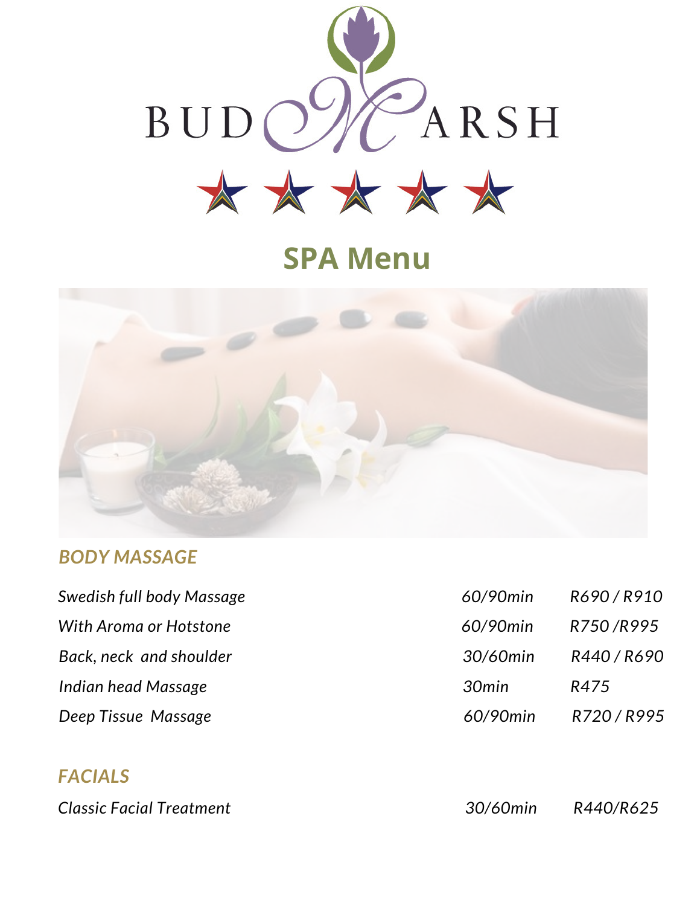# BUD MARSH

## SPA Menu

### *BODY MASSAGE*

| | | |
|---|---|---|
| *Swedish full body Massage* | *60/90min* | *R690 / R910* |
| *With Aroma or Hotstone* | *60/90min* | *R750 /R995* |
| *Back, neck and shoulder* | *30/60min* | *R440 / R690* |
| *Indian head Massage* | *30min* | *R475* |
| *Deep Tissue Massage* | *60/90min* | *R720 / R995* |

### *FACIALS*

| | | |
|---|---|---|
| *Classic Facial Treatment* | *30/60min* | *R440/R625* |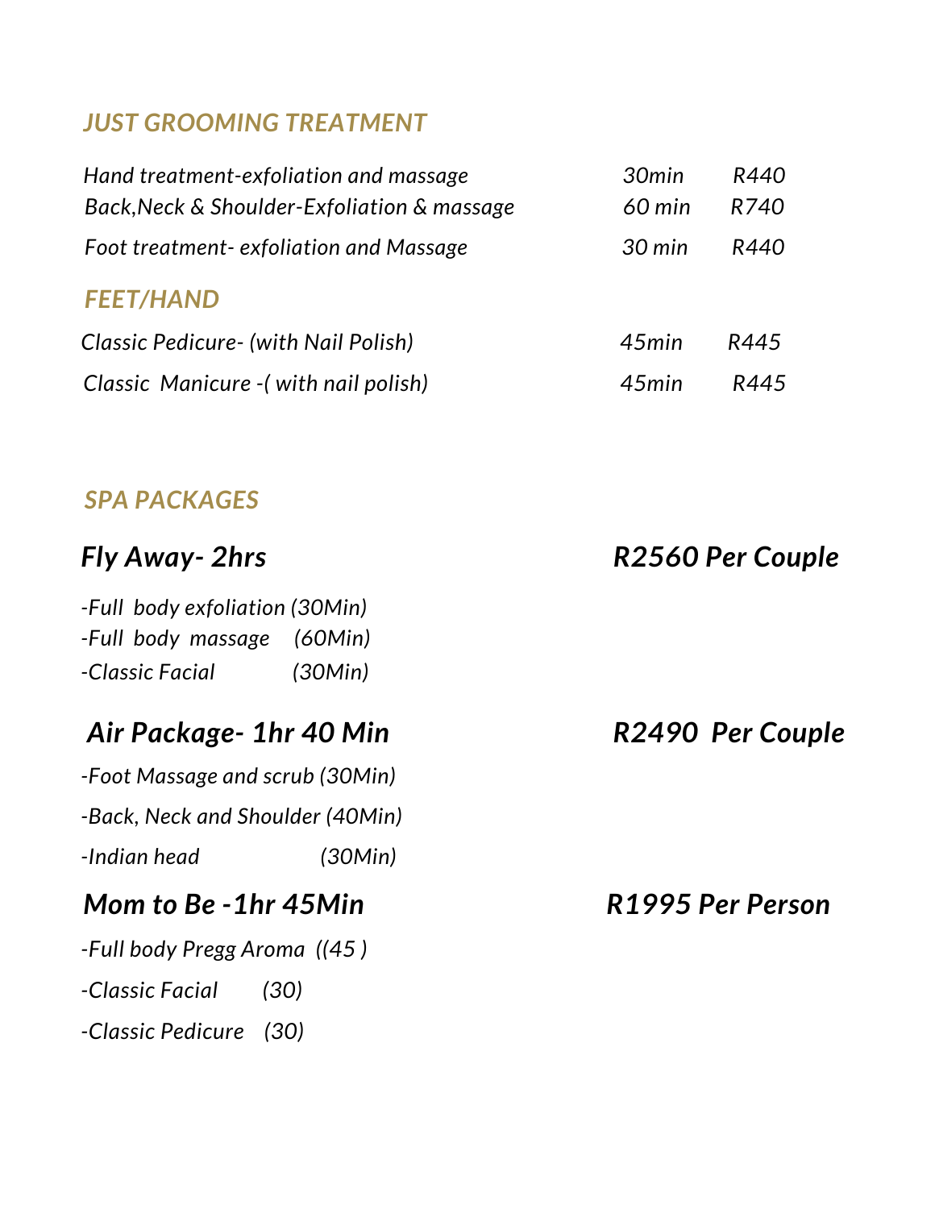## *JUST GROOMING TREATMENT*

| | | |
|---|---|---|
| *Hand treatment-exfoliation and massage* | *30min* | *R440* |
| *Back,Neck & Shoulder-Exfoliation & massage* | *60 min* | *R740* |
| *Foot treatment- exfoliation and Massage* | *30 min* | *R440* |

## *FEET/HAND*

| | | |
|---|---|---|
| *Classic Pedicure- (with Nail Polish)* | *45min* | *R445* |
| *Classic Manicure -( with nail polish)* | *45min* | *R445* |

## *SPA PACKAGES*

### *Fly Away- 2hrs* — *R2560 Per Couple*

*-Full body exfoliation (30Min)*
*-Full body massage (60Min)*
*-Classic Facial (30Min)*

### *Air Package- 1hr 40 Min* — *R2490 Per Couple*

*-Foot Massage and scrub (30Min)*
*-Back, Neck and Shoulder (40Min)*
*-Indian head (30Min)*

### *Mom to Be -1hr 45Min* — *R1995 Per Person*

*-Full body Pregg Aroma ((45 )*
*-Classic Facial (30)*
*-Classic Pedicure (30)*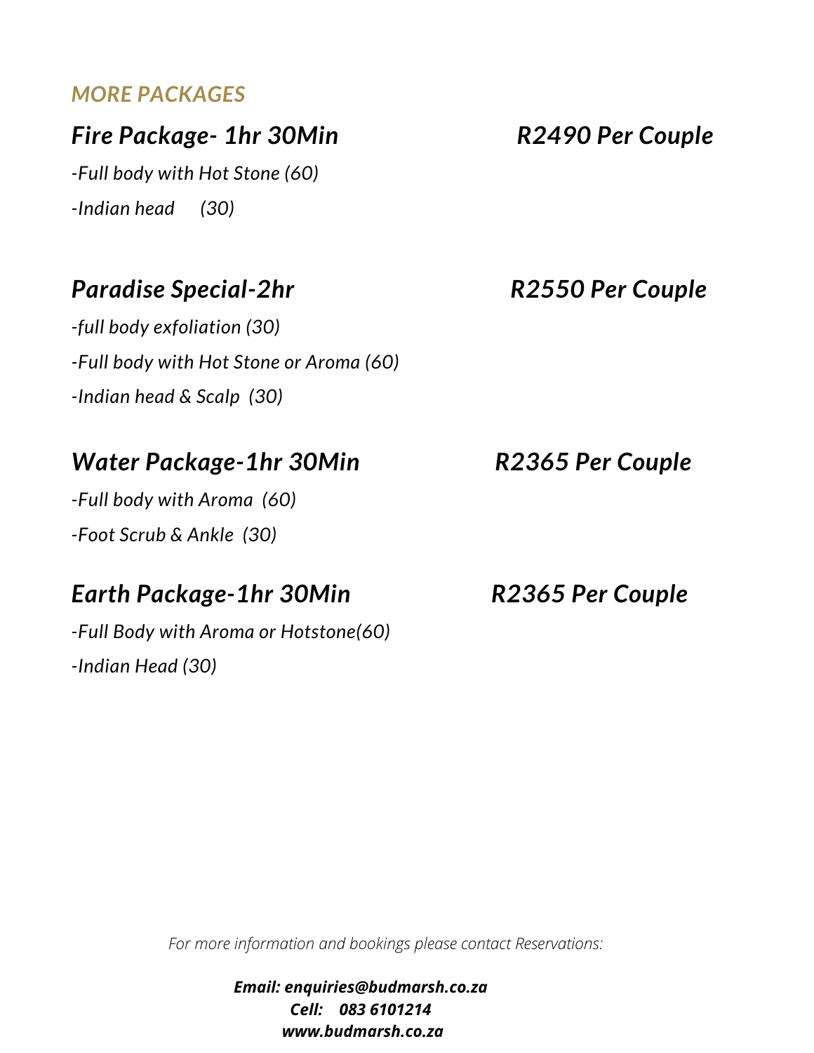## *MORE PACKAGES*

### *Fire Package- 1hr 30Min* — *R2490 Per Couple*

*-Full body with Hot Stone (60)*

*-Indian head (30)*

### *Paradise Special-2hr* — *R2550 Per Couple*

*-full body exfoliation (30)*

*-Full body with Hot Stone or Aroma (60)*

*-Indian head & Scalp (30)*

### *Water Package-1hr 30Min* — *R2365 Per Couple*

*-Full body with Aroma (60)*

*-Foot Scrub & Ankle (30)*

### *Earth Package-1hr 30Min* — *R2365 Per Couple*

*-Full Body with Aroma or Hotstone(60)*

*-Indian Head (30)*

*For more information and bookings please contact Reservations:*

***Email: enquiries@budmarsh.co.za***
***Cell: 083 6101214***
***www.budmarsh.co.za***